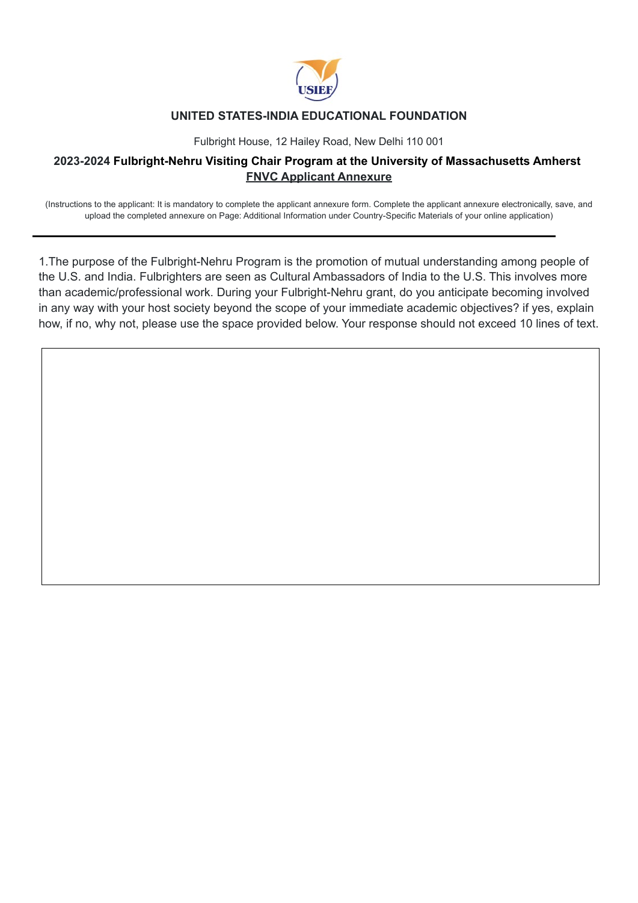**UNITED STATES-INDIA EDUCATIONAL FOUNDATION**

Fulbright House, 12 Hailey Road, New Delhi 110 001

**2023-2024 Fulbright-Nehru Visiting Chair Program at the University of Massachusetts Amherst**

**FNVC Applicant Annexure**

(Instructions to the applicant: It is mandatory to complete the applicant annexure form. Complete the applicant annexure electronically, save, and upload the completed annexure on Page: Additional Information under Country-Specific Materials of your online application)

---

1.The purpose of the Fulbright-Nehru Program is the promotion of mutual understanding among people of the U.S. and India. Fulbrighters are seen as Cultural Ambassadors of India to the U.S. This involves more than academic/professional work. During your Fulbright-Nehru grant, do you anticipate becoming involved in any way with your host society beyond the scope of your immediate academic objectives? if yes, explain how, if no, why not, please use the space provided below. Your response should not exceed 10 lines of text.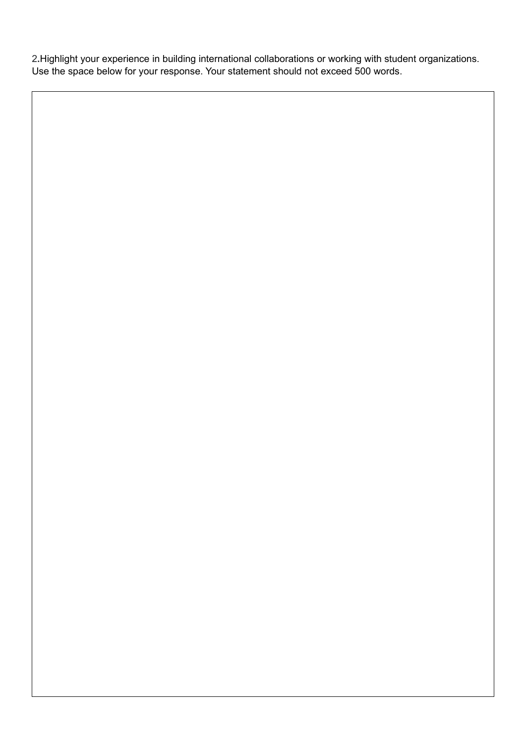2. Highlight your experience in building international collaborations or working with student organizations. Use the space below for your response. Your statement should not exceed 500 words.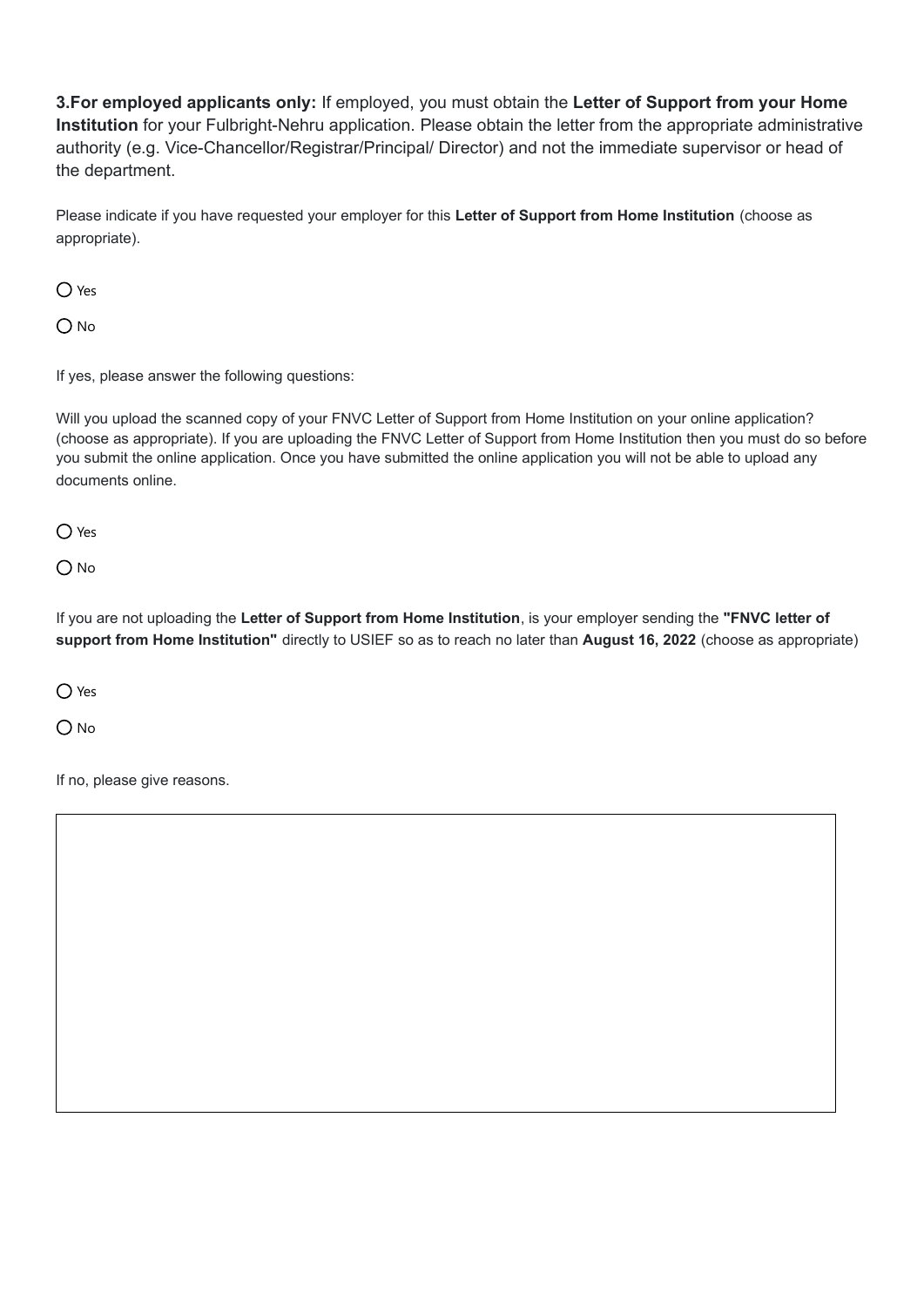**3.For employed applicants only:** If employed, you must obtain the **Letter of Support from your Home Institution** for your Fulbright-Nehru application. Please obtain the letter from the appropriate administrative authority (e.g. Vice-Chancellor/Registrar/Principal/ Director) and not the immediate supervisor or head of the department.

Please indicate if you have requested your employer for this **Letter of Support from Home Institution** (choose as appropriate).

○ Yes

○ No

If yes, please answer the following questions:

Will you upload the scanned copy of your FNVC Letter of Support from Home Institution on your online application? (choose as appropriate). If you are uploading the FNVC Letter of Support from Home Institution then you must do so before you submit the online application. Once you have submitted the online application you will not be able to upload any documents online.

○ Yes

○ No

If you are not uploading the **Letter of Support from Home Institution**, is your employer sending the **"FNVC letter of support from Home Institution"** directly to USIEF so as to reach no later than **August 16, 2022** (choose as appropriate)

○ Yes

○ No

If no, please give reasons.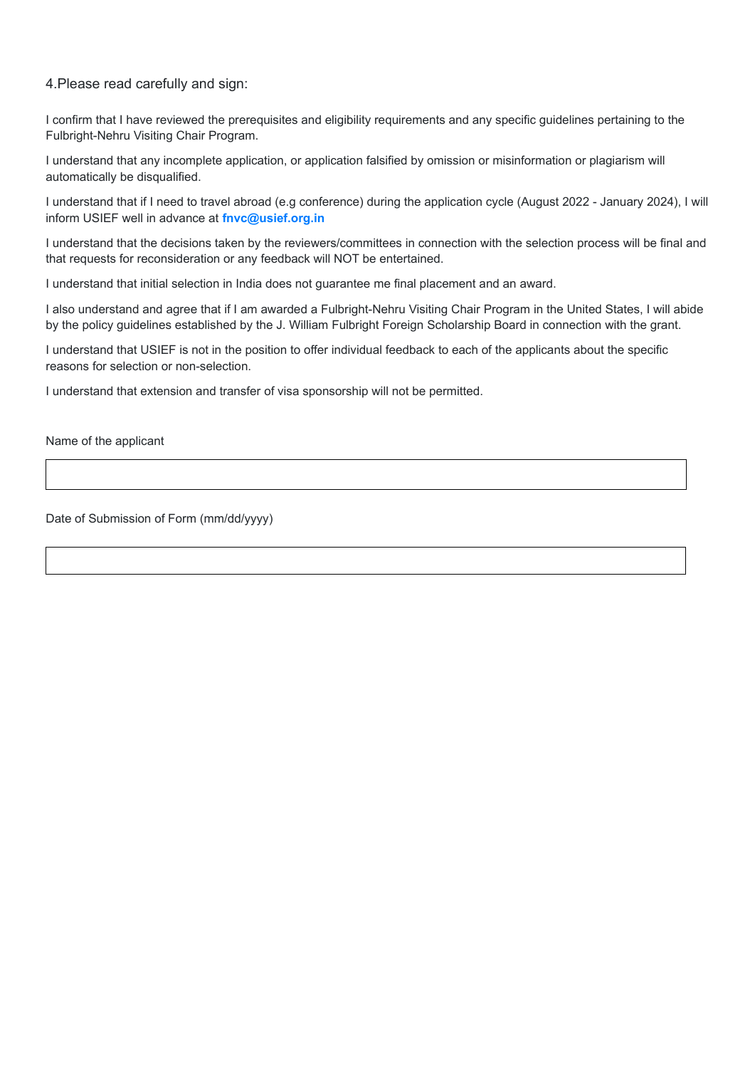4.Please read carefully and sign:

I confirm that I have reviewed the prerequisites and eligibility requirements and any specific guidelines pertaining to the Fulbright-Nehru Visiting Chair Program.

I understand that any incomplete application, or application falsified by omission or misinformation or plagiarism will automatically be disqualified.

I understand that if I need to travel abroad (e.g conference) during the application cycle (August 2022 - January 2024), I will inform USIEF well in advance at **fnvc@usief.org.in**

I understand that the decisions taken by the reviewers/committees in connection with the selection process will be final and that requests for reconsideration or any feedback will NOT be entertained.

I understand that initial selection in India does not guarantee me final placement and an award.

I also understand and agree that if I am awarded a Fulbright-Nehru Visiting Chair Program in the United States, I will abide by the policy guidelines established by the J. William Fulbright Foreign Scholarship Board in connection with the grant.

I understand that USIEF is not in the position to offer individual feedback to each of the applicants about the specific reasons for selection or non-selection.

I understand that extension and transfer of visa sponsorship will not be permitted.

Name of the applicant

Date of Submission of Form (mm/dd/yyyy)